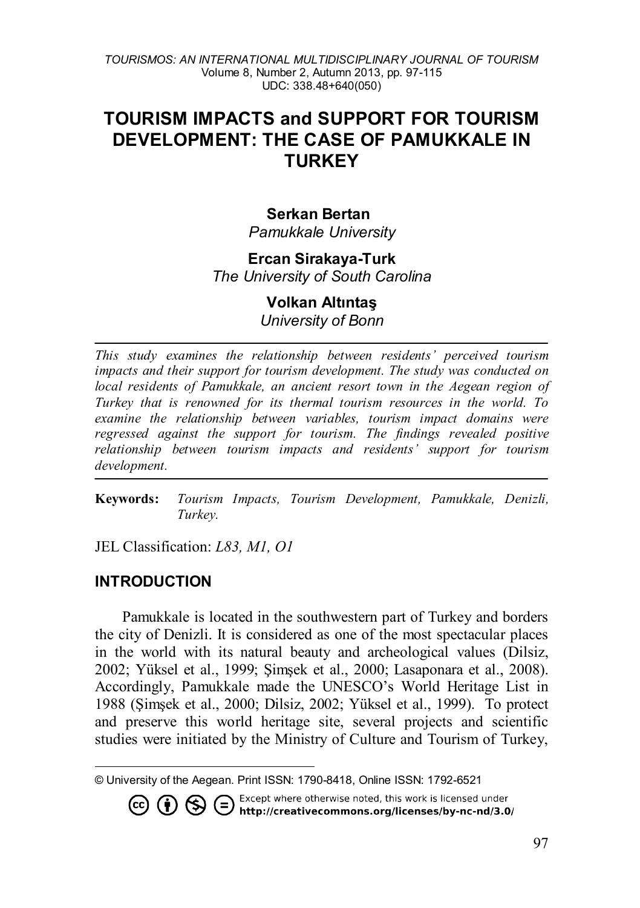# TOURISM IMPACTS and SUPPORT FOR TOURISM DEVELOPMENT: THE CASE OF PAMUKKALE IN TURKEY

**Serkan Bertan**
*Pamukkale University*

**Ercan Sirakaya-Turk**
*The University of South Carolina*

**Volkan Altıntaş**
*University of Bonn*

---

*This study examines the relationship between residents' perceived tourism impacts and their support for tourism development. The study was conducted on local residents of Pamukkale, an ancient resort town in the Aegean region of Turkey that is renowned for its thermal tourism resources in the world. To examine the relationship between variables, tourism impact domains were regressed against the support for tourism. The findings revealed positive relationship between tourism impacts and residents' support for tourism development.*

---

**Keywords:** *Tourism Impacts, Tourism Development, Pamukkale, Denizli, Turkey.*

JEL Classification: *L83, M1, O1*

## INTRODUCTION

Pamukkale is located in the southwestern part of Turkey and borders the city of Denizli. It is considered as one of the most spectacular places in the world with its natural beauty and archeological values (Dilsiz, 2002; Yüksel et al., 1999; Şimşek et al., 2000; Lasaponara et al., 2008). Accordingly, Pamukkale made the UNESCO's World Heritage List in 1988 (Şimşek et al., 2000; Dilsiz, 2002; Yüksel et al., 1999). To protect and preserve this world heritage site, several projects and scientific studies were initiated by the Ministry of Culture and Tourism of Turkey,

---

© University of the Aegean. Print ISSN: 1790-8418, Online ISSN: 1792-6521

Except where otherwise noted, this work is licensed under **http://creativecommons.org/licenses/by-nc-nd/3.0/**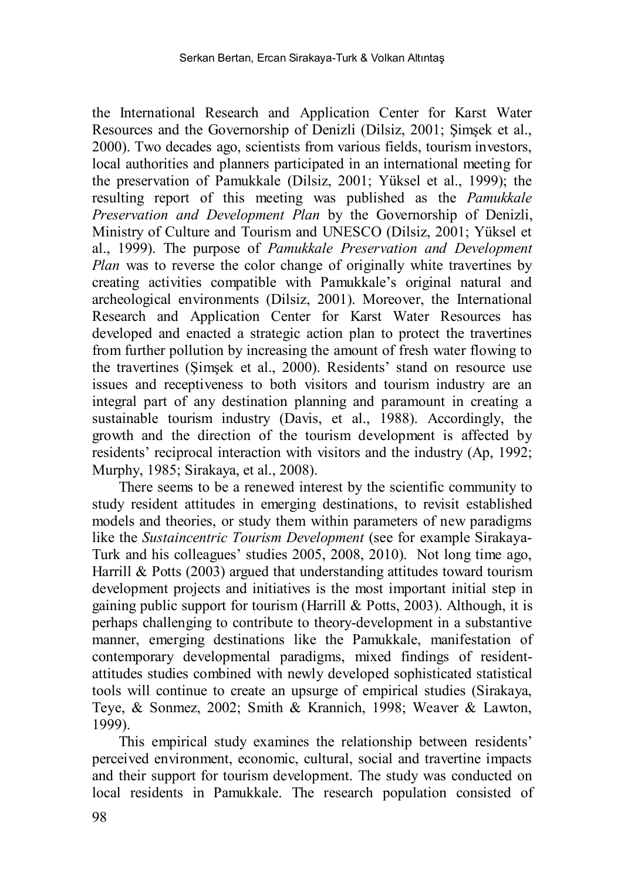the International Research and Application Center for Karst Water Resources and the Governorship of Denizli (Dilsiz, 2001; Şimşek et al., 2000). Two decades ago, scientists from various fields, tourism investors, local authorities and planners participated in an international meeting for the preservation of Pamukkale (Dilsiz, 2001; Yüksel et al., 1999); the resulting report of this meeting was published as the *Pamukkale Preservation and Development Plan* by the Governorship of Denizli, Ministry of Culture and Tourism and UNESCO (Dilsiz, 2001; Yüksel et al., 1999). The purpose of *Pamukkale Preservation and Development Plan* was to reverse the color change of originally white travertines by creating activities compatible with Pamukkale's original natural and archeological environments (Dilsiz, 2001). Moreover, the International Research and Application Center for Karst Water Resources has developed and enacted a strategic action plan to protect the travertines from further pollution by increasing the amount of fresh water flowing to the travertines (Şimşek et al., 2000). Residents' stand on resource use issues and receptiveness to both visitors and tourism industry are an integral part of any destination planning and paramount in creating a sustainable tourism industry (Davis, et al., 1988). Accordingly, the growth and the direction of the tourism development is affected by residents' reciprocal interaction with visitors and the industry (Ap, 1992; Murphy, 1985; Sirakaya, et al., 2008).

There seems to be a renewed interest by the scientific community to study resident attitudes in emerging destinations, to revisit established models and theories, or study them within parameters of new paradigms like the *Sustaincentric Tourism Development* (see for example Sirakaya-Turk and his colleagues' studies 2005, 2008, 2010). Not long time ago, Harrill & Potts (2003) argued that understanding attitudes toward tourism development projects and initiatives is the most important initial step in gaining public support for tourism (Harrill & Potts, 2003). Although, it is perhaps challenging to contribute to theory-development in a substantive manner, emerging destinations like the Pamukkale, manifestation of contemporary developmental paradigms, mixed findings of resident-attitudes studies combined with newly developed sophisticated statistical tools will continue to create an upsurge of empirical studies (Sirakaya, Teye, & Sonmez, 2002; Smith & Krannich, 1998; Weaver & Lawton, 1999).

This empirical study examines the relationship between residents' perceived environment, economic, cultural, social and travertine impacts and their support for tourism development. The study was conducted on local residents in Pamukkale. The research population consisted of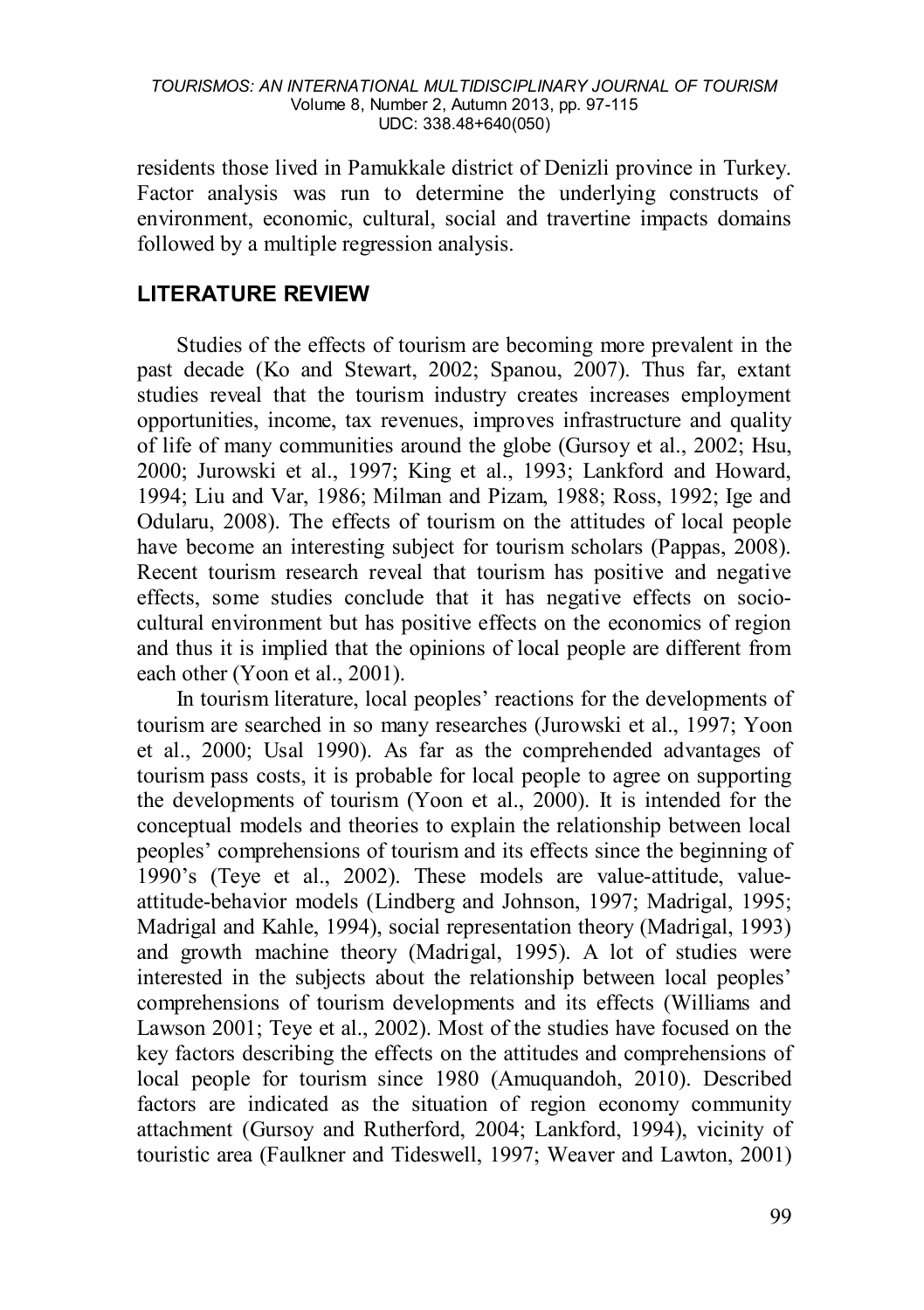residents those lived in Pamukkale district of Denizli province in Turkey. Factor analysis was run to determine the underlying constructs of environment, economic, cultural, social and travertine impacts domains followed by a multiple regression analysis.

## LITERATURE REVIEW

Studies of the effects of tourism are becoming more prevalent in the past decade (Ko and Stewart, 2002; Spanou, 2007). Thus far, extant studies reveal that the tourism industry creates increases employment opportunities, income, tax revenues, improves infrastructure and quality of life of many communities around the globe (Gursoy et al., 2002; Hsu, 2000; Jurowski et al., 1997; King et al., 1993; Lankford and Howard, 1994; Liu and Var, 1986; Milman and Pizam, 1988; Ross, 1992; Ige and Odularu, 2008). The effects of tourism on the attitudes of local people have become an interesting subject for tourism scholars (Pappas, 2008). Recent tourism research reveal that tourism has positive and negative effects, some studies conclude that it has negative effects on socio-cultural environment but has positive effects on the economics of region and thus it is implied that the opinions of local people are different from each other (Yoon et al., 2001).

In tourism literature, local peoples' reactions for the developments of tourism are searched in so many researches (Jurowski et al., 1997; Yoon et al., 2000; Usal 1990). As far as the comprehended advantages of tourism pass costs, it is probable for local people to agree on supporting the developments of tourism (Yoon et al., 2000). It is intended for the conceptual models and theories to explain the relationship between local peoples' comprehensions of tourism and its effects since the beginning of 1990's (Teye et al., 2002). These models are value-attitude, value-attitude-behavior models (Lindberg and Johnson, 1997; Madrigal, 1995; Madrigal and Kahle, 1994), social representation theory (Madrigal, 1993) and growth machine theory (Madrigal, 1995). A lot of studies were interested in the subjects about the relationship between local peoples' comprehensions of tourism developments and its effects (Williams and Lawson 2001; Teye et al., 2002). Most of the studies have focused on the key factors describing the effects on the attitudes and comprehensions of local people for tourism since 1980 (Amuquandoh, 2010). Described factors are indicated as the situation of region economy community attachment (Gursoy and Rutherford, 2004; Lankford, 1994), vicinity of touristic area (Faulkner and Tideswell, 1997; Weaver and Lawton, 2001)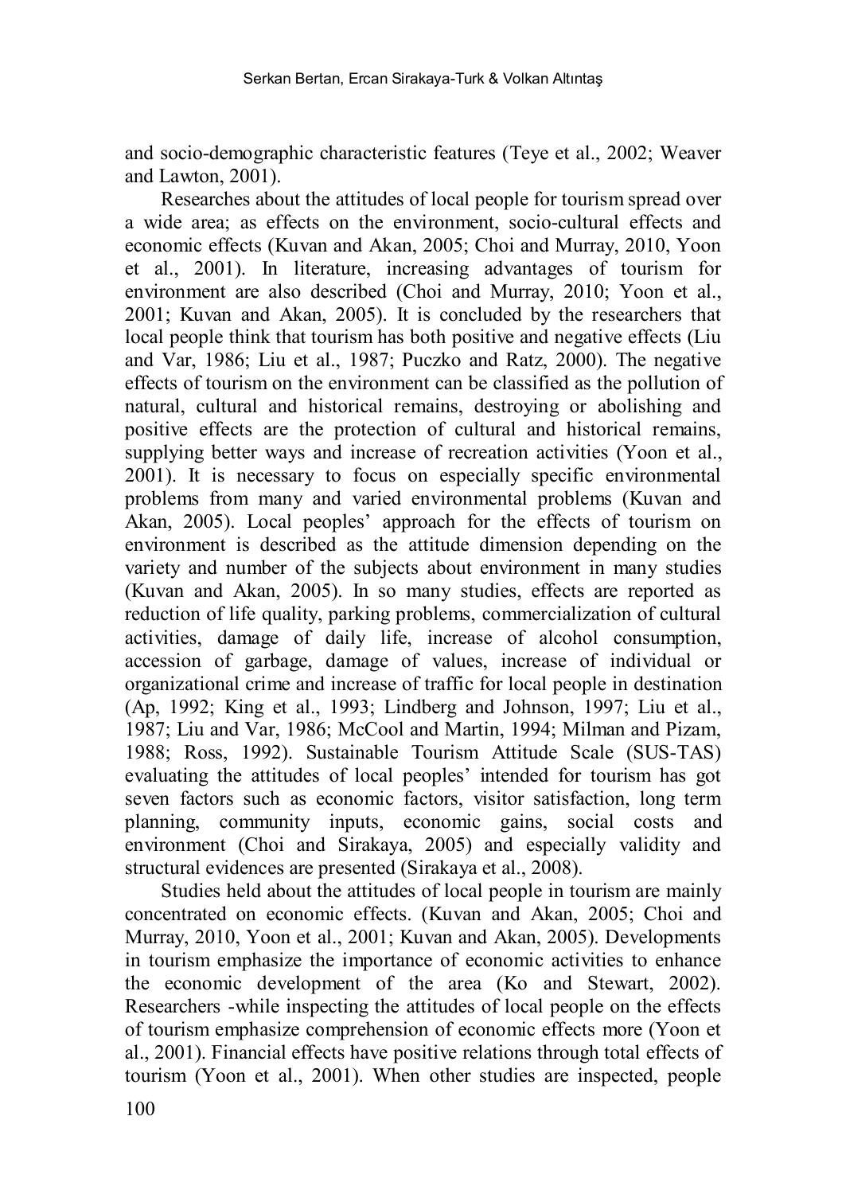and socio-demographic characteristic features (Teye et al., 2002; Weaver and Lawton, 2001).

Researches about the attitudes of local people for tourism spread over a wide area; as effects on the environment, socio-cultural effects and economic effects (Kuvan and Akan, 2005; Choi and Murray, 2010, Yoon et al., 2001). In literature, increasing advantages of tourism for environment are also described (Choi and Murray, 2010; Yoon et al., 2001; Kuvan and Akan, 2005). It is concluded by the researchers that local people think that tourism has both positive and negative effects (Liu and Var, 1986; Liu et al., 1987; Puczko and Ratz, 2000). The negative effects of tourism on the environment can be classified as the pollution of natural, cultural and historical remains, destroying or abolishing and positive effects are the protection of cultural and historical remains, supplying better ways and increase of recreation activities (Yoon et al., 2001). It is necessary to focus on especially specific environmental problems from many and varied environmental problems (Kuvan and Akan, 2005). Local peoples' approach for the effects of tourism on environment is described as the attitude dimension depending on the variety and number of the subjects about environment in many studies (Kuvan and Akan, 2005). In so many studies, effects are reported as reduction of life quality, parking problems, commercialization of cultural activities, damage of daily life, increase of alcohol consumption, accession of garbage, damage of values, increase of individual or organizational crime and increase of traffic for local people in destination (Ap, 1992; King et al., 1993; Lindberg and Johnson, 1997; Liu et al., 1987; Liu and Var, 1986; McCool and Martin, 1994; Milman and Pizam, 1988; Ross, 1992). Sustainable Tourism Attitude Scale (SUS-TAS) evaluating the attitudes of local peoples' intended for tourism has got seven factors such as economic factors, visitor satisfaction, long term planning, community inputs, economic gains, social costs and environment (Choi and Sirakaya, 2005) and especially validity and structural evidences are presented (Sirakaya et al., 2008).

Studies held about the attitudes of local people in tourism are mainly concentrated on economic effects. (Kuvan and Akan, 2005; Choi and Murray, 2010, Yoon et al., 2001; Kuvan and Akan, 2005). Developments in tourism emphasize the importance of economic activities to enhance the economic development of the area (Ko and Stewart, 2002). Researchers -while inspecting the attitudes of local people on the effects of tourism emphasize comprehension of economic effects more (Yoon et al., 2001). Financial effects have positive relations through total effects of tourism (Yoon et al., 2001). When other studies are inspected, people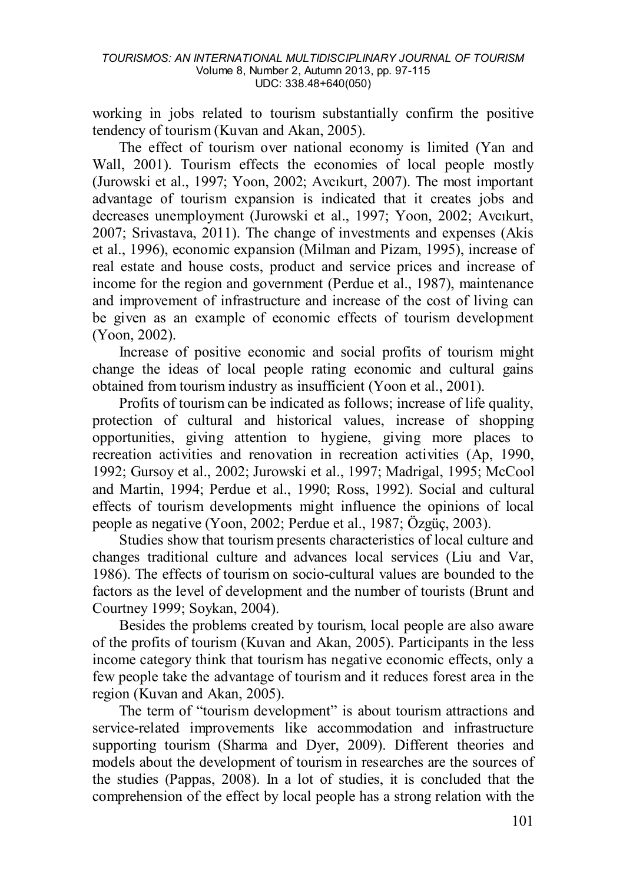working in jobs related to tourism substantially confirm the positive tendency of tourism (Kuvan and Akan, 2005).

The effect of tourism over national economy is limited (Yan and Wall, 2001). Tourism effects the economies of local people mostly (Jurowski et al., 1997; Yoon, 2002; Avcıkurt, 2007). The most important advantage of tourism expansion is indicated that it creates jobs and decreases unemployment (Jurowski et al., 1997; Yoon, 2002; Avcıkurt, 2007; Srivastava, 2011). The change of investments and expenses (Akis et al., 1996), economic expansion (Milman and Pizam, 1995), increase of real estate and house costs, product and service prices and increase of income for the region and government (Perdue et al., 1987), maintenance and improvement of infrastructure and increase of the cost of living can be given as an example of economic effects of tourism development (Yoon, 2002).

Increase of positive economic and social profits of tourism might change the ideas of local people rating economic and cultural gains obtained from tourism industry as insufficient (Yoon et al., 2001).

Profits of tourism can be indicated as follows; increase of life quality, protection of cultural and historical values, increase of shopping opportunities, giving attention to hygiene, giving more places to recreation activities and renovation in recreation activities (Ap, 1990, 1992; Gursoy et al., 2002; Jurowski et al., 1997; Madrigal, 1995; McCool and Martin, 1994; Perdue et al., 1990; Ross, 1992). Social and cultural effects of tourism developments might influence the opinions of local people as negative (Yoon, 2002; Perdue et al., 1987; Özgüç, 2003).

Studies show that tourism presents characteristics of local culture and changes traditional culture and advances local services (Liu and Var, 1986). The effects of tourism on socio-cultural values are bounded to the factors as the level of development and the number of tourists (Brunt and Courtney 1999; Soykan, 2004).

Besides the problems created by tourism, local people are also aware of the profits of tourism (Kuvan and Akan, 2005). Participants in the less income category think that tourism has negative economic effects, only a few people take the advantage of tourism and it reduces forest area in the region (Kuvan and Akan, 2005).

The term of "tourism development" is about tourism attractions and service-related improvements like accommodation and infrastructure supporting tourism (Sharma and Dyer, 2009). Different theories and models about the development of tourism in researches are the sources of the studies (Pappas, 2008). In a lot of studies, it is concluded that the comprehension of the effect by local people has a strong relation with the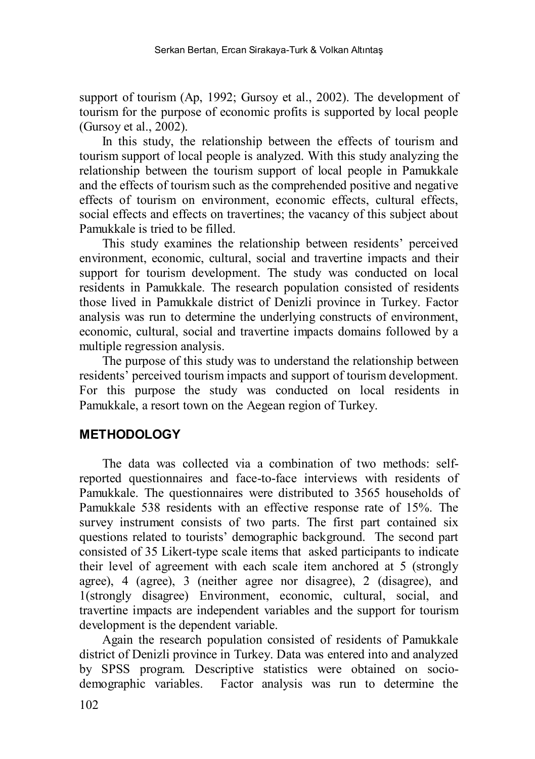support of tourism (Ap, 1992; Gursoy et al., 2002). The development of tourism for the purpose of economic profits is supported by local people (Gursoy et al., 2002).

In this study, the relationship between the effects of tourism and tourism support of local people is analyzed. With this study analyzing the relationship between the tourism support of local people in Pamukkale and the effects of tourism such as the comprehended positive and negative effects of tourism on environment, economic effects, cultural effects, social effects and effects on travertines; the vacancy of this subject about Pamukkale is tried to be filled.

This study examines the relationship between residents' perceived environment, economic, cultural, social and travertine impacts and their support for tourism development. The study was conducted on local residents in Pamukkale. The research population consisted of residents those lived in Pamukkale district of Denizli province in Turkey. Factor analysis was run to determine the underlying constructs of environment, economic, cultural, social and travertine impacts domains followed by a multiple regression analysis.

The purpose of this study was to understand the relationship between residents' perceived tourism impacts and support of tourism development. For this purpose the study was conducted on local residents in Pamukkale, a resort town on the Aegean region of Turkey.

## METHODOLOGY

The data was collected via a combination of two methods: self-reported questionnaires and face-to-face interviews with residents of Pamukkale. The questionnaires were distributed to 3565 households of Pamukkale 538 residents with an effective response rate of 15%. The survey instrument consists of two parts. The first part contained six questions related to tourists' demographic background. The second part consisted of 35 Likert-type scale items that asked participants to indicate their level of agreement with each scale item anchored at 5 (strongly agree), 4 (agree), 3 (neither agree nor disagree), 2 (disagree), and 1(strongly disagree) Environment, economic, cultural, social, and travertine impacts are independent variables and the support for tourism development is the dependent variable.

Again the research population consisted of residents of Pamukkale district of Denizli province in Turkey. Data was entered into and analyzed by SPSS program. Descriptive statistics were obtained on socio-demographic variables. Factor analysis was run to determine the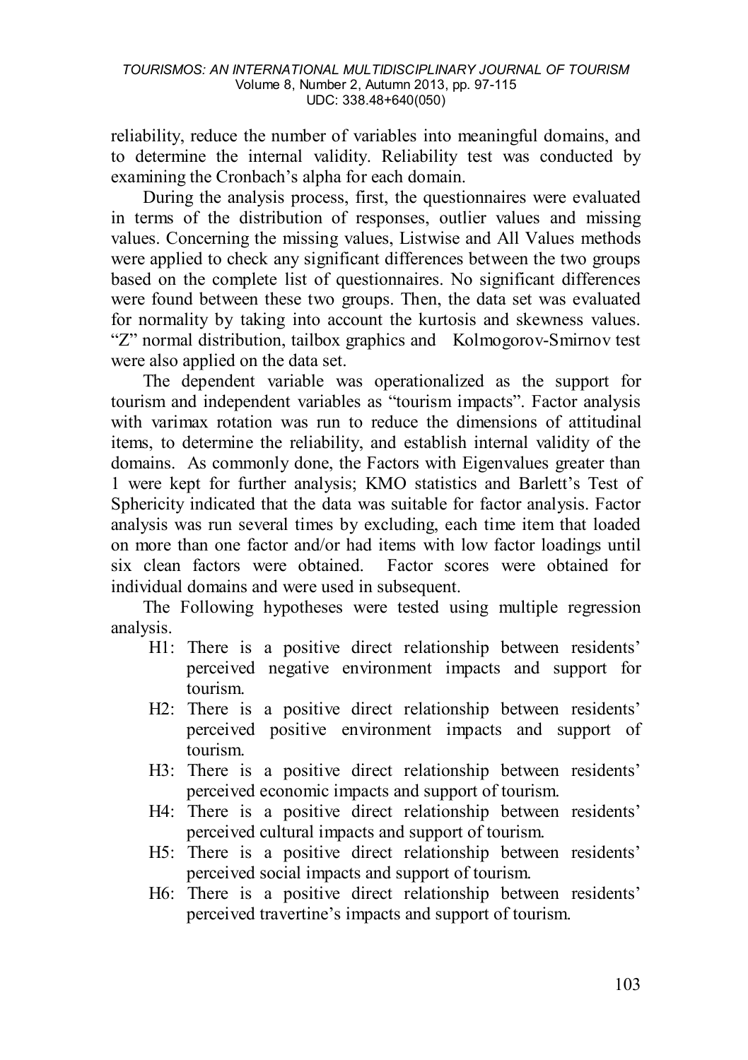reliability, reduce the number of variables into meaningful domains, and to determine the internal validity. Reliability test was conducted by examining the Cronbach's alpha for each domain.

During the analysis process, first, the questionnaires were evaluated in terms of the distribution of responses, outlier values and missing values. Concerning the missing values, Listwise and All Values methods were applied to check any significant differences between the two groups based on the complete list of questionnaires. No significant differences were found between these two groups. Then, the data set was evaluated for normality by taking into account the kurtosis and skewness values. "Z" normal distribution, tailbox graphics and Kolmogorov-Smirnov test were also applied on the data set.

The dependent variable was operationalized as the support for tourism and independent variables as "tourism impacts". Factor analysis with varimax rotation was run to reduce the dimensions of attitudinal items, to determine the reliability, and establish internal validity of the domains. As commonly done, the Factors with Eigenvalues greater than 1 were kept for further analysis; KMO statistics and Barlett's Test of Sphericity indicated that the data was suitable for factor analysis. Factor analysis was run several times by excluding, each time item that loaded on more than one factor and/or had items with low factor loadings until six clean factors were obtained. Factor scores were obtained for individual domains and were used in subsequent.

The Following hypotheses were tested using multiple regression analysis.

- H1: There is a positive direct relationship between residents' perceived negative environment impacts and support for tourism.
- H2: There is a positive direct relationship between residents' perceived positive environment impacts and support of tourism.
- H3: There is a positive direct relationship between residents' perceived economic impacts and support of tourism.
- H4: There is a positive direct relationship between residents' perceived cultural impacts and support of tourism.
- H5: There is a positive direct relationship between residents' perceived social impacts and support of tourism.
- H6: There is a positive direct relationship between residents' perceived travertine's impacts and support of tourism.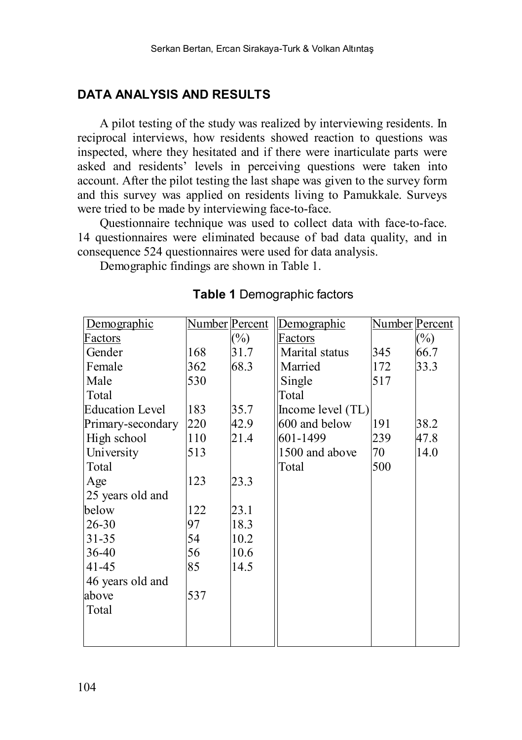## DATA ANALYSIS AND RESULTS

A pilot testing of the study was realized by interviewing residents. In reciprocal interviews, how residents showed reaction to questions was inspected, where they hesitated and if there were inarticulate parts were asked and residents' levels in perceiving questions were taken into account. After the pilot testing the last shape was given to the survey form and this survey was applied on residents living to Pamukkale. Surveys were tried to be made by interviewing face-to-face.

Questionnaire technique was used to collect data with face-to-face. 14 questionnaires were eliminated because of bad data quality, and in consequence 524 questionnaires were used for data analysis.

Demographic findings are shown in Table 1.

**Table 1** Demographic factors

| Demographic Factors | Number | Percent (%) | Demographic Factors | Number | Percent (%) |
|---|---|---|---|---|---|
| Gender | 168 | 31.7 | Marital status | 345 | 66.7 |
| Female | 362 | 68.3 | Married | 172 | 33.3 |
| Male | 530 | | Single | 517 | |
| Total | | | Total | | |
| Education Level | 183 | 35.7 | Income level (TL) | | |
| Primary-secondary | 220 | 42.9 | 600 and below | 191 | 38.2 |
| High school | 110 | 21.4 | 601-1499 | 239 | 47.8 |
| University | 513 | | 1500 and above | 70 | 14.0 |
| Total | | | Total | 500 | |
| Age | 123 | 23.3 | | | |
| 25 years old and below | 122 | 23.1 | | | |
| 26-30 | 97 | 18.3 | | | |
| 31-35 | 54 | 10.2 | | | |
| 36-40 | 56 | 10.6 | | | |
| 41-45 | 85 | 14.5 | | | |
| 46 years old and above | 537 | | | | |
| Total | | | | | |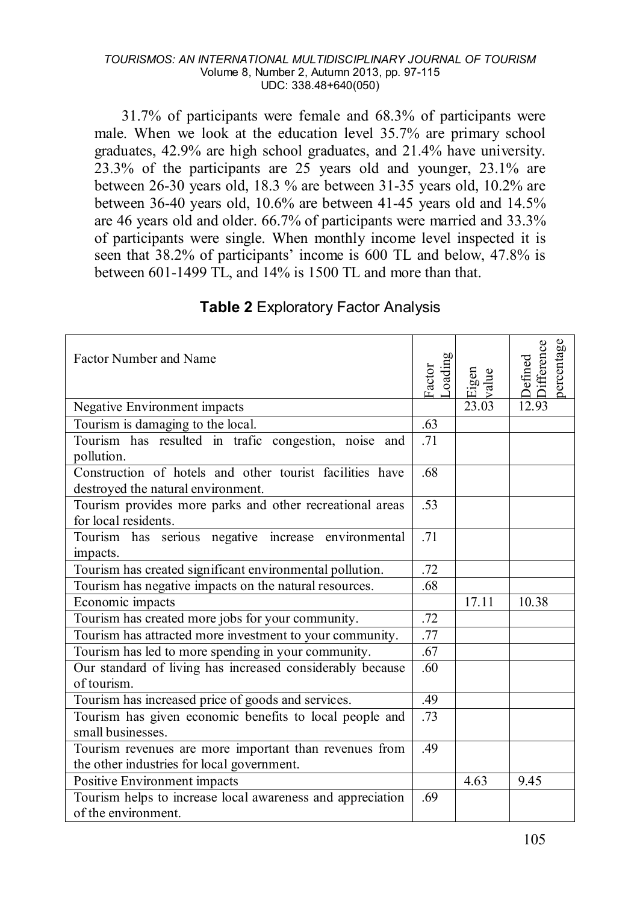31.7% of participants were female and 68.3% of participants were male. When we look at the education level 35.7% are primary school graduates, 42.9% are high school graduates, and 21.4% have university. 23.3% of the participants are 25 years old and younger, 23.1% are between 26-30 years old, 18.3 % are between 31-35 years old, 10.2% are between 36-40 years old, 10.6% are between 41-45 years old and 14.5% are 46 years old and older. 66.7% of participants were married and 33.3% of participants were single. When monthly income level inspected it is seen that 38.2% of participants' income is 600 TL and below, 47.8% is between 601-1499 TL, and 14% is 1500 TL and more than that.

**Table 2** Exploratory Factor Analysis

| Factor Number and Name | Factor Loading | Eigen value | Defined Difference percentage |
|---|---|---|---|
| Negative Environment impacts | | 23.03 | 12.93 |
| Tourism is damaging to the local. | .63 | | |
| Tourism has resulted in trafic congestion, noise and pollution. | .71 | | |
| Construction of hotels and other tourist facilities have destroyed the natural environment. | .68 | | |
| Tourism provides more parks and other recreational areas for local residents. | .53 | | |
| Tourism has serious negative increase environmental impacts. | .71 | | |
| Tourism has created significant environmental pollution. | .72 | | |
| Tourism has negative impacts on the natural resources. | .68 | | |
| Economic impacts | | 17.11 | 10.38 |
| Tourism has created more jobs for your community. | .72 | | |
| Tourism has attracted more investment to your community. | .77 | | |
| Tourism has led to more spending in your community. | .67 | | |
| Our standard of living has increased considerably because of tourism. | .60 | | |
| Tourism has increased price of goods and services. | .49 | | |
| Tourism has given economic benefits to local people and small businesses. | .73 | | |
| Tourism revenues are more important than revenues from the other industries for local government. | .49 | | |
| Positive Environment impacts | | 4.63 | 9.45 |
| Tourism helps to increase local awareness and appreciation of the environment. | .69 | | |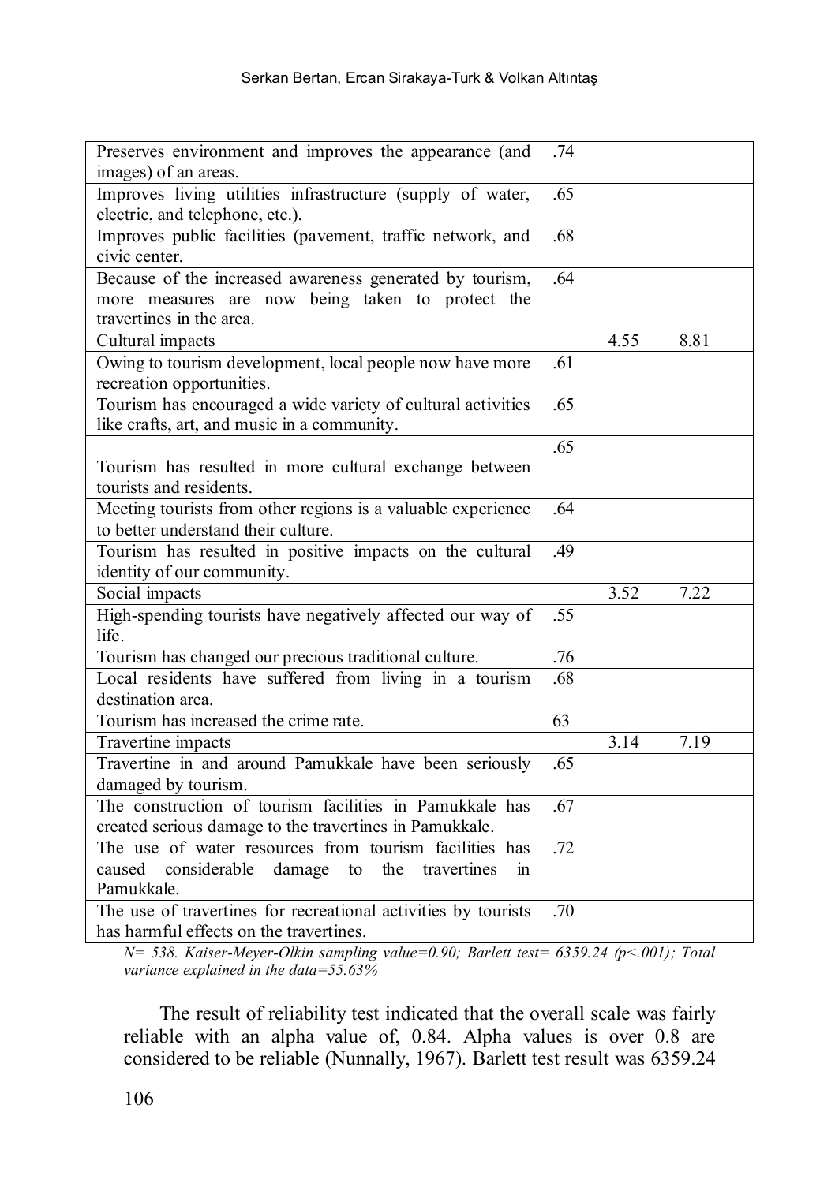| | | | |
|---|---|---|---|
| Preserves environment and improves the appearance (and images) of an areas. | .74 | | |
| Improves living utilities infrastructure (supply of water, electric, and telephone, etc.). | .65 | | |
| Improves public facilities (pavement, traffic network, and civic center. | .68 | | |
| Because of the increased awareness generated by tourism, more measures are now being taken to protect the travertines in the area. | .64 | | |
| Cultural impacts | | 4.55 | 8.81 |
| Owing to tourism development, local people now have more recreation opportunities. | .61 | | |
| Tourism has encouraged a wide variety of cultural activities like crafts, art, and music in a community. | .65 | | |
| Tourism has resulted in more cultural exchange between tourists and residents. | .65 | | |
| Meeting tourists from other regions is a valuable experience to better understand their culture. | .64 | | |
| Tourism has resulted in positive impacts on the cultural identity of our community. | .49 | | |
| Social impacts | | 3.52 | 7.22 |
| High-spending tourists have negatively affected our way of life. | .55 | | |
| Tourism has changed our precious traditional culture. | .76 | | |
| Local residents have suffered from living in a tourism destination area. | .68 | | |
| Tourism has increased the crime rate. | 63 | | |
| Travertine impacts | | 3.14 | 7.19 |
| Travertine in and around Pamukkale have been seriously damaged by tourism. | .65 | | |
| The construction of tourism facilities in Pamukkale has created serious damage to the travertines in Pamukkale. | .67 | | |
| The use of water resources from tourism facilities has caused considerable damage to the travertines in Pamukkale. | .72 | | |
| The use of travertines for recreational activities by tourists has harmful effects on the travertines. | .70 | | |

*N= 538. Kaiser-Meyer-Olkin sampling value=0.90; Barlett test= 6359.24 (p<.001); Total variance explained in the data=55.63%*

The result of reliability test indicated that the overall scale was fairly reliable with an alpha value of, 0.84. Alpha values is over 0.8 are considered to be reliable (Nunnally, 1967). Barlett test result was 6359.24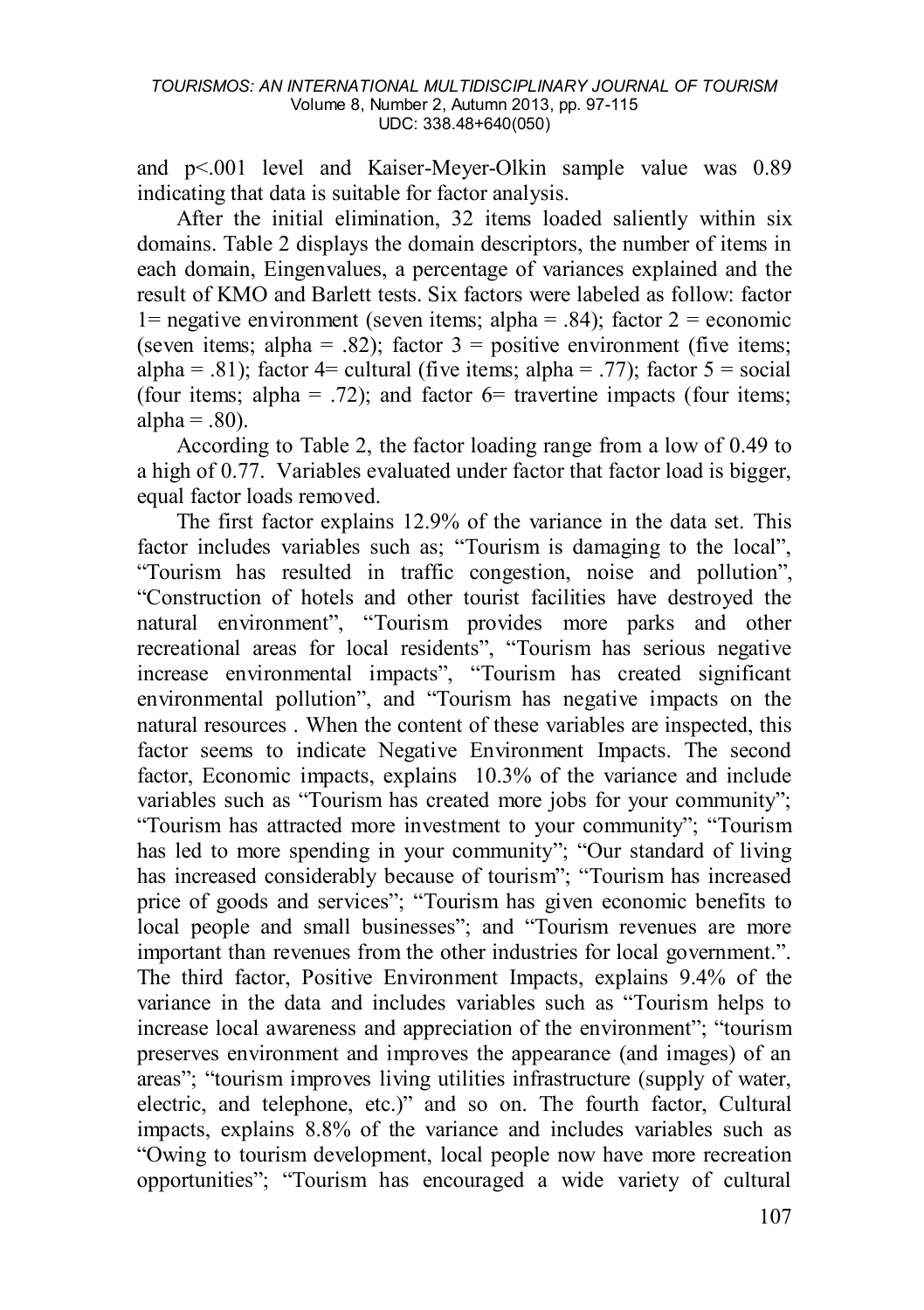and $p<.001$ level and Kaiser-Meyer-Olkin sample value was 0.89 indicating that data is suitable for factor analysis.

After the initial elimination, 32 items loaded saliently within six domains. Table 2 displays the domain descriptors, the number of items in each domain, Eingenvalues, a percentage of variances explained and the result of KMO and Barlett tests. Six factors were labeled as follow: factor 1= negative environment (seven items; alpha = .84); factor 2 = economic (seven items; alpha = .82); factor 3 = positive environment (five items; alpha = .81); factor 4= cultural (five items; alpha = .77); factor 5 = social (four items; alpha = .72); and factor 6= travertine impacts (four items; alpha = .80).

According to Table 2, the factor loading range from a low of 0.49 to a high of 0.77. Variables evaluated under factor that factor load is bigger, equal factor loads removed.

The first factor explains 12.9% of the variance in the data set. This factor includes variables such as; "Tourism is damaging to the local", "Tourism has resulted in traffic congestion, noise and pollution", "Construction of hotels and other tourist facilities have destroyed the natural environment", "Tourism provides more parks and other recreational areas for local residents", "Tourism has serious negative increase environmental impacts", "Tourism has created significant environmental pollution", and "Tourism has negative impacts on the natural resources . When the content of these variables are inspected, this factor seems to indicate Negative Environment Impacts. The second factor, Economic impacts, explains 10.3% of the variance and include variables such as "Tourism has created more jobs for your community"; "Tourism has attracted more investment to your community"; "Tourism has led to more spending in your community"; "Our standard of living has increased considerably because of tourism"; "Tourism has increased price of goods and services"; "Tourism has given economic benefits to local people and small businesses"; and "Tourism revenues are more important than revenues from the other industries for local government.". The third factor, Positive Environment Impacts, explains 9.4% of the variance in the data and includes variables such as "Tourism helps to increase local awareness and appreciation of the environment"; "tourism preserves environment and improves the appearance (and images) of an areas"; "tourism improves living utilities infrastructure (supply of water, electric, and telephone, etc.)" and so on. The fourth factor, Cultural impacts, explains 8.8% of the variance and includes variables such as "Owing to tourism development, local people now have more recreation opportunities"; "Tourism has encouraged a wide variety of cultural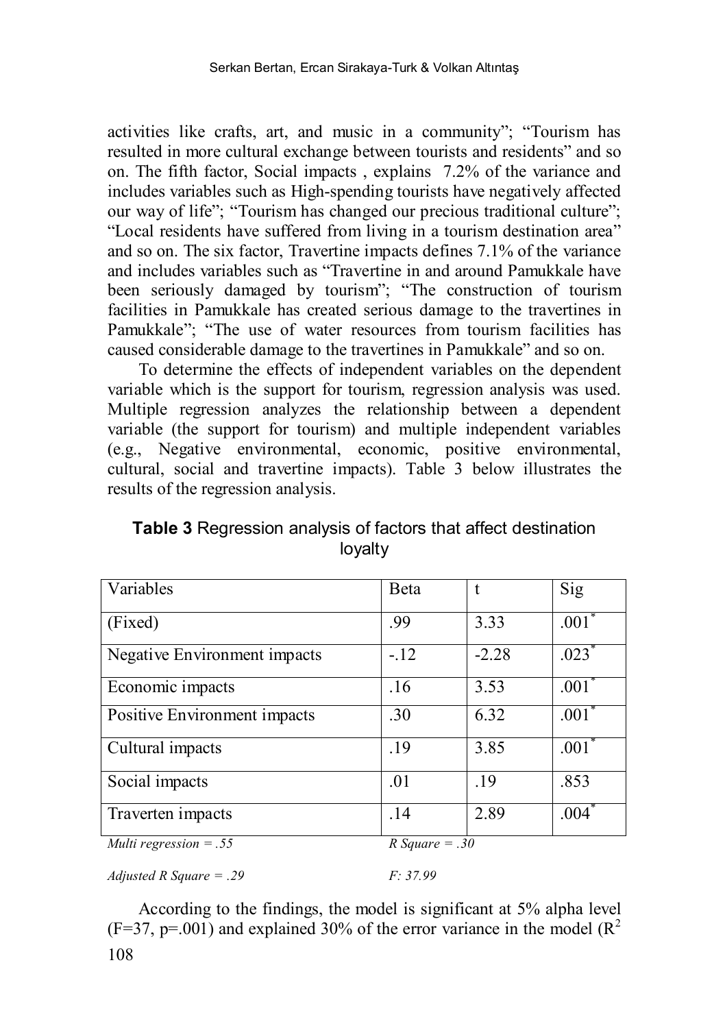activities like crafts, art, and music in a community"; "Tourism has resulted in more cultural exchange between tourists and residents" and so on. The fifth factor, Social impacts , explains 7.2% of the variance and includes variables such as High-spending tourists have negatively affected our way of life"; "Tourism has changed our precious traditional culture"; "Local residents have suffered from living in a tourism destination area" and so on. The six factor, Travertine impacts defines 7.1% of the variance and includes variables such as "Travertine in and around Pamukkale have been seriously damaged by tourism"; "The construction of tourism facilities in Pamukkale has created serious damage to the travertines in Pamukkale"; "The use of water resources from tourism facilities has caused considerable damage to the travertines in Pamukkale" and so on.

To determine the effects of independent variables on the dependent variable which is the support for tourism, regression analysis was used. Multiple regression analyzes the relationship between a dependent variable (the support for tourism) and multiple independent variables (e.g., Negative environmental, economic, positive environmental, cultural, social and travertine impacts). Table 3 below illustrates the results of the regression analysis.

**Table 3** Regression analysis of factors that affect destination loyalty

| Variables | Beta | t | Sig |
|---|---|---|---|
| (Fixed) | .99 | 3.33 | .001* |
| Negative Environment impacts | -.12 | -2.28 | .023* |
| Economic impacts | .16 | 3.53 | .001* |
| Positive Environment impacts | .30 | 6.32 | .001* |
| Cultural impacts | .19 | 3.85 | .001* |
| Social impacts | .01 | .19 | .853 |
| Traverten impacts | .14 | 2.89 | .004* |

*Multi regression = .55* *R Square = .30*

*Adjusted R Square = .29* *F: 37.99*

According to the findings, the model is significant at 5% alpha level (F=37, p=.001) and explained 30% of the error variance in the model ($R^2$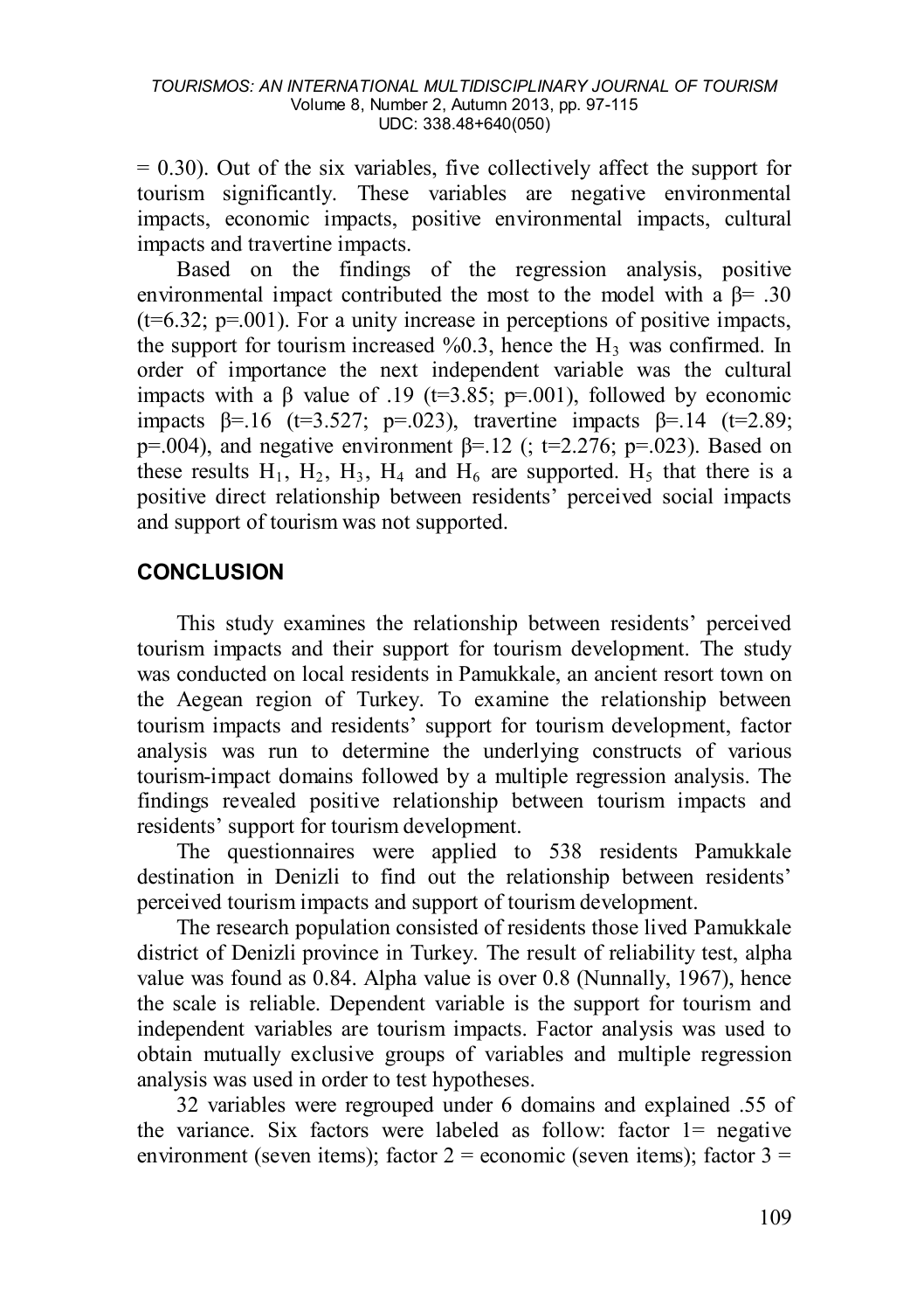= 0.30). Out of the six variables, five collectively affect the support for tourism significantly. These variables are negative environmental impacts, economic impacts, positive environmental impacts, cultural impacts and travertine impacts.

Based on the findings of the regression analysis, positive environmental impact contributed the most to the model with a $\beta = .30$ ($t=6.32$; $p=.001$). For a unity increase in perceptions of positive impacts, the support for tourism increased %0.3, hence the $H_3$ was confirmed. In order of importance the next independent variable was the cultural impacts with a $\beta$ value of .19 ($t=3.85$; $p=.001$), followed by economic impacts $\beta=.16$ ($t=3.527$; $p=.023$), travertine impacts $\beta=.14$ ($t=2.89$; $p=.004$), and negative environment $\beta=.12$ (; $t=2.276$; $p=.023$). Based on these results $H_1$, $H_2$, $H_3$, $H_4$ and $H_6$ are supported. $H_5$ that there is a positive direct relationship between residents' perceived social impacts and support of tourism was not supported.

## CONCLUSION

This study examines the relationship between residents' perceived tourism impacts and their support for tourism development. The study was conducted on local residents in Pamukkale, an ancient resort town on the Aegean region of Turkey. To examine the relationship between tourism impacts and residents' support for tourism development, factor analysis was run to determine the underlying constructs of various tourism-impact domains followed by a multiple regression analysis. The findings revealed positive relationship between tourism impacts and residents' support for tourism development.

The questionnaires were applied to 538 residents Pamukkale destination in Denizli to find out the relationship between residents' perceived tourism impacts and support of tourism development.

The research population consisted of residents those lived Pamukkale district of Denizli province in Turkey. The result of reliability test, alpha value was found as 0.84. Alpha value is over 0.8 (Nunnally, 1967), hence the scale is reliable. Dependent variable is the support for tourism and independent variables are tourism impacts. Factor analysis was used to obtain mutually exclusive groups of variables and multiple regression analysis was used in order to test hypotheses.

32 variables were regrouped under 6 domains and explained .55 of the variance. Six factors were labeled as follow: factor 1= negative environment (seven items); factor 2 = economic (seven items); factor 3 =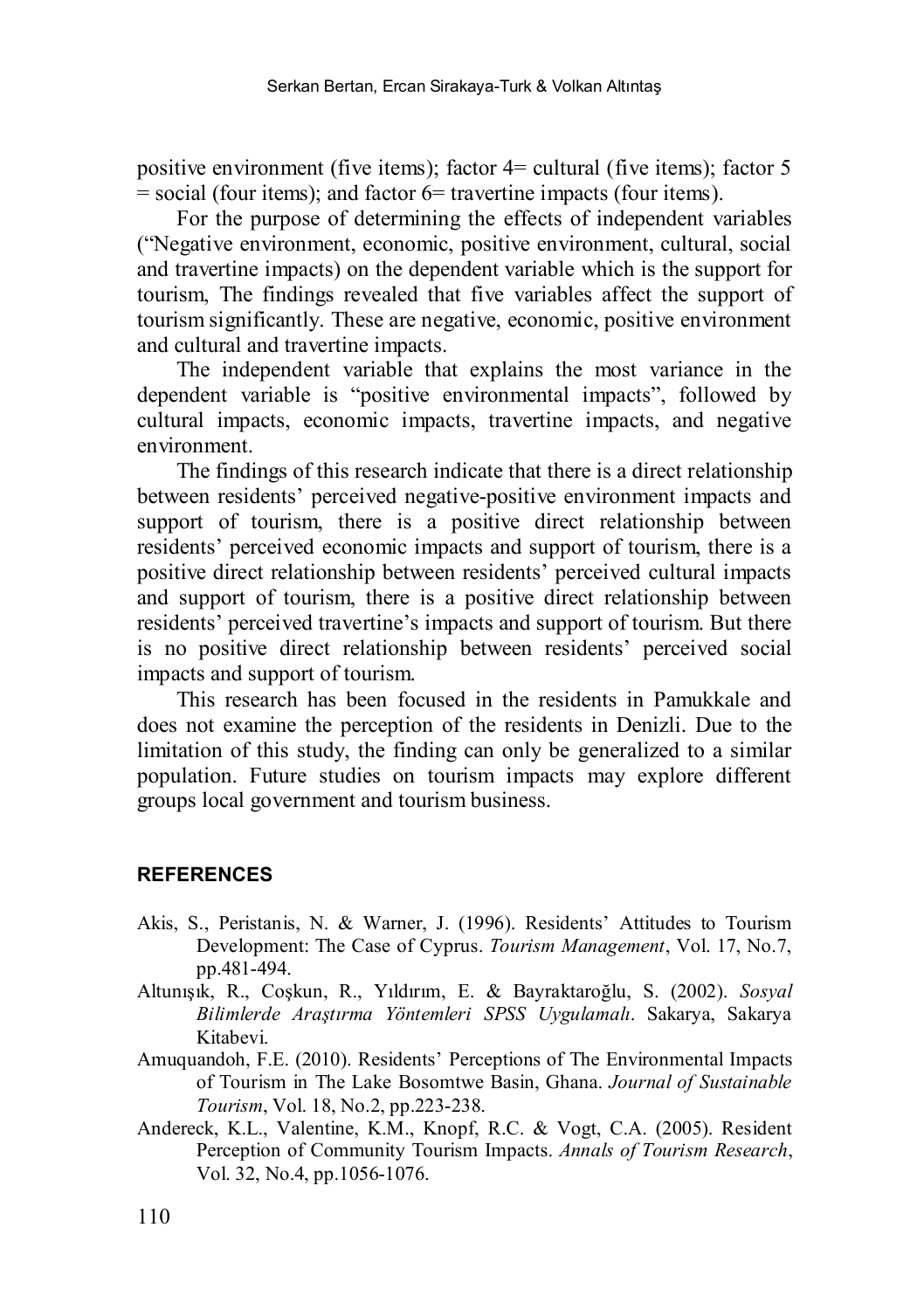positive environment (five items); factor 4= cultural (five items); factor 5 = social (four items); and factor 6= travertine impacts (four items).

For the purpose of determining the effects of independent variables ("Negative environment, economic, positive environment, cultural, social and travertine impacts) on the dependent variable which is the support for tourism, The findings revealed that five variables affect the support of tourism significantly. These are negative, economic, positive environment and cultural and travertine impacts.

The independent variable that explains the most variance in the dependent variable is "positive environmental impacts", followed by cultural impacts, economic impacts, travertine impacts, and negative environment.

The findings of this research indicate that there is a direct relationship between residents' perceived negative-positive environment impacts and support of tourism, there is a positive direct relationship between residents' perceived economic impacts and support of tourism, there is a positive direct relationship between residents' perceived cultural impacts and support of tourism, there is a positive direct relationship between residents' perceived travertine's impacts and support of tourism. But there is no positive direct relationship between residents' perceived social impacts and support of tourism.

This research has been focused in the residents in Pamukkale and does not examine the perception of the residents in Denizli. Due to the limitation of this study, the finding can only be generalized to a similar population. Future studies on tourism impacts may explore different groups local government and tourism business.

## REFERENCES

Akis, S., Peristanis, N. & Warner, J. (1996). Residents' Attitudes to Tourism Development: The Case of Cyprus. *Tourism Management*, Vol. 17, No.7, pp.481-494.

Altunışık, R., Coşkun, R., Yıldırım, E. & Bayraktaroğlu, S. (2002). *Sosyal Bilimlerde Araştırma Yöntemleri SPSS Uygulamalı*. Sakarya, Sakarya Kitabevi.

Amuquandoh, F.E. (2010). Residents' Perceptions of The Environmental Impacts of Tourism in The Lake Bosomtwe Basin, Ghana. *Journal of Sustainable Tourism*, Vol. 18, No.2, pp.223-238.

Andereck, K.L., Valentine, K.M., Knopf, R.C. & Vogt, C.A. (2005). Resident Perception of Community Tourism Impacts. *Annals of Tourism Research*, Vol. 32, No.4, pp.1056-1076.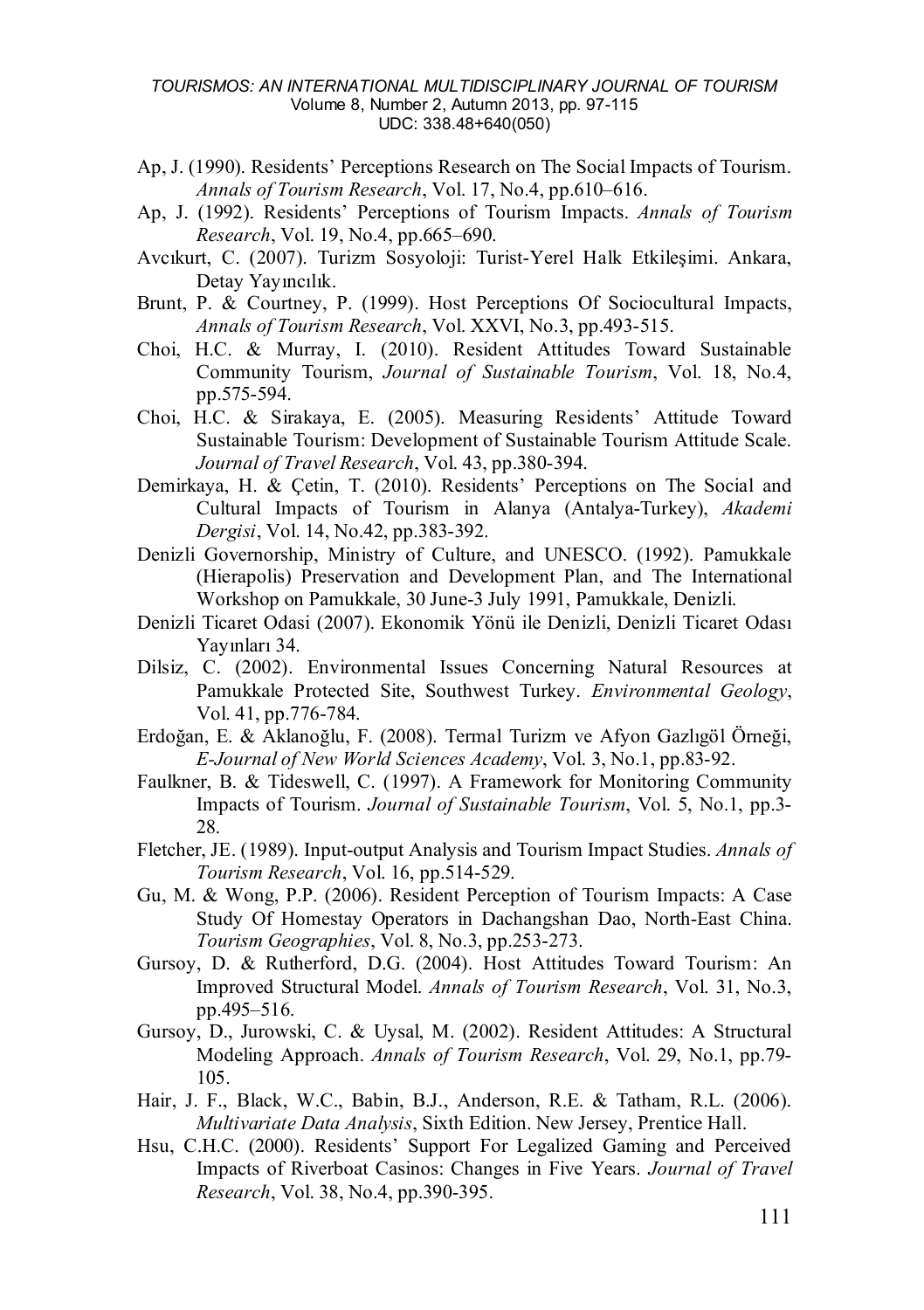Ap, J. (1990). Residents' Perceptions Research on The Social Impacts of Tourism. *Annals of Tourism Research*, Vol. 17, No.4, pp.610–616.

Ap, J. (1992). Residents' Perceptions of Tourism Impacts. *Annals of Tourism Research*, Vol. 19, No.4, pp.665–690.

Avcıkurt, C. (2007). Turizm Sosyoloji: Turist-Yerel Halk Etkileşimi. Ankara, Detay Yayıncılık.

Brunt, P. & Courtney, P. (1999). Host Perceptions Of Sociocultural Impacts, *Annals of Tourism Research*, Vol. XXVI, No.3, pp.493-515.

Choi, H.C. & Murray, I. (2010). Resident Attitudes Toward Sustainable Community Tourism, *Journal of Sustainable Tourism*, Vol. 18, No.4, pp.575-594.

Choi, H.C. & Sirakaya, E. (2005). Measuring Residents' Attitude Toward Sustainable Tourism: Development of Sustainable Tourism Attitude Scale. *Journal of Travel Research*, Vol. 43, pp.380-394.

Demirkaya, H. & Çetin, T. (2010). Residents' Perceptions on The Social and Cultural Impacts of Tourism in Alanya (Antalya-Turkey), *Akademi Dergisi*, Vol. 14, No.42, pp.383-392.

Denizli Governorship, Ministry of Culture, and UNESCO. (1992). Pamukkale (Hierapolis) Preservation and Development Plan, and The International Workshop on Pamukkale, 30 June-3 July 1991, Pamukkale, Denizli.

Denizli Ticaret Odasi (2007). Ekonomik Yönü ile Denizli, Denizli Ticaret Odası Yayınları 34.

Dilsiz, C. (2002). Environmental Issues Concerning Natural Resources at Pamukkale Protected Site, Southwest Turkey. *Environmental Geology*, Vol. 41, pp.776-784.

Erdoğan, E. & Aklanoğlu, F. (2008). Termal Turizm ve Afyon Gazlıgöl Örneği, *E-Journal of New World Sciences Academy*, Vol. 3, No.1, pp.83-92.

Faulkner, B. & Tideswell, C. (1997). A Framework for Monitoring Community Impacts of Tourism. *Journal of Sustainable Tourism*, Vol. 5, No.1, pp.3-28.

Fletcher, JE. (1989). Input-output Analysis and Tourism Impact Studies. *Annals of Tourism Research*, Vol. 16, pp.514-529.

Gu, M. & Wong, P.P. (2006). Resident Perception of Tourism Impacts: A Case Study Of Homestay Operators in Dachangshan Dao, North-East China. *Tourism Geographies*, Vol. 8, No.3, pp.253-273.

Gursoy, D. & Rutherford, D.G. (2004). Host Attitudes Toward Tourism: An Improved Structural Model. *Annals of Tourism Research*, Vol. 31, No.3, pp.495–516.

Gursoy, D., Jurowski, C. & Uysal, M. (2002). Resident Attitudes: A Structural Modeling Approach. *Annals of Tourism Research*, Vol. 29, No.1, pp.79-105.

Hair, J. F., Black, W.C., Babin, B.J., Anderson, R.E. & Tatham, R.L. (2006). *Multivariate Data Analysis*, Sixth Edition. New Jersey, Prentice Hall.

Hsu, C.H.C. (2000). Residents' Support For Legalized Gaming and Perceived Impacts of Riverboat Casinos: Changes in Five Years. *Journal of Travel Research*, Vol. 38, No.4, pp.390-395.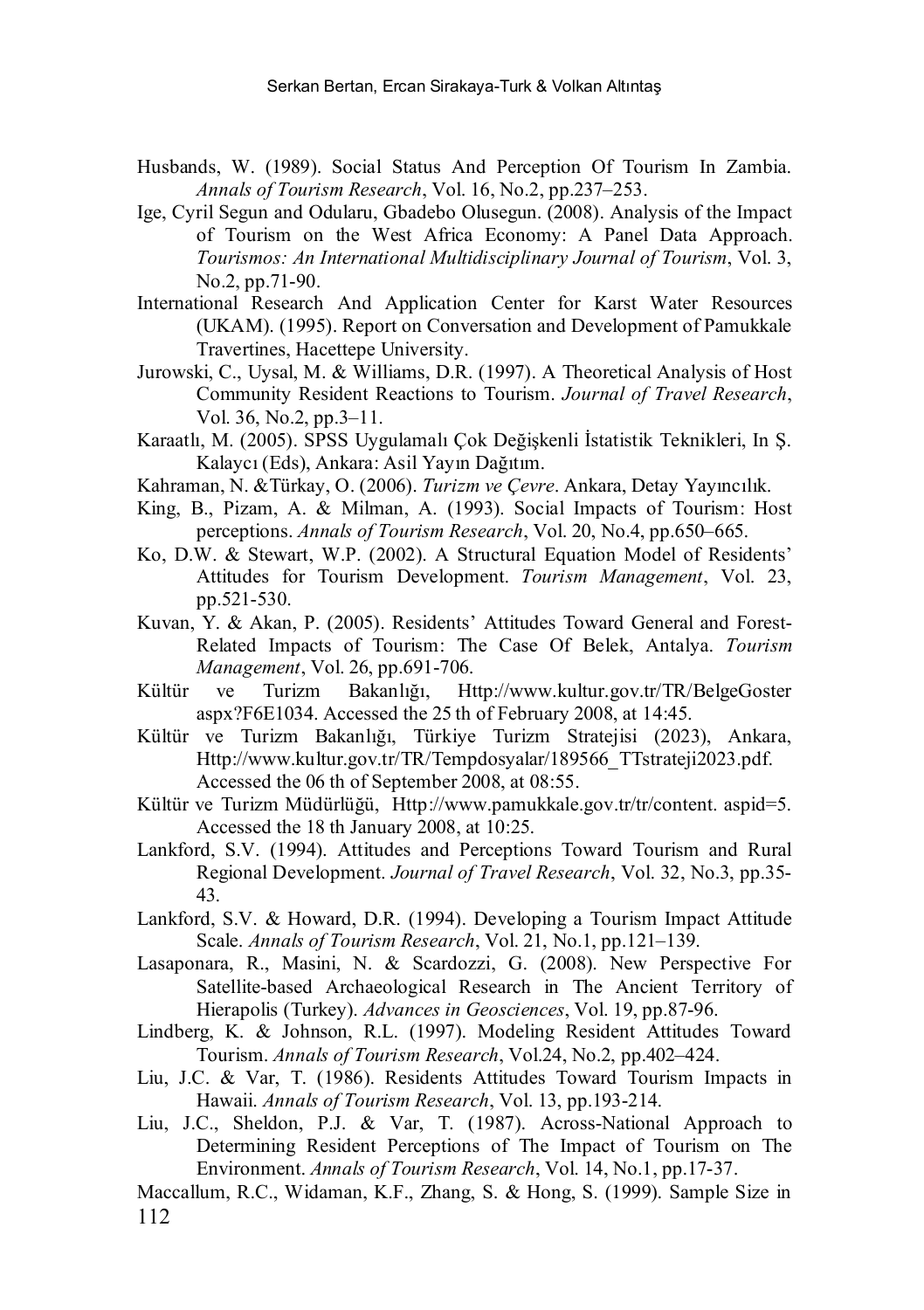Husbands, W. (1989). Social Status And Perception Of Tourism In Zambia. *Annals of Tourism Research*, Vol. 16, No.2, pp.237–253.

Ige, Cyril Segun and Odularu, Gbadebo Olusegun. (2008). Analysis of the Impact of Tourism on the West Africa Economy: A Panel Data Approach. *Tourismos: An International Multidisciplinary Journal of Tourism*, Vol. 3, No.2, pp.71-90.

International Research And Application Center for Karst Water Resources (UKAM). (1995). Report on Conversation and Development of Pamukkale Travertines, Hacettepe University.

Jurowski, C., Uysal, M. & Williams, D.R. (1997). A Theoretical Analysis of Host Community Resident Reactions to Tourism. *Journal of Travel Research*, Vol. 36, No.2, pp.3–11.

Karaatlı, M. (2005). SPSS Uygulamalı Çok Değişkenli İstatistik Teknikleri, In Ş. Kalaycı (Eds), Ankara: Asil Yayın Dağıtım.

Kahraman, N. &Türkay, O. (2006). *Turizm ve Çevre*. Ankara, Detay Yayıncılık.

King, B., Pizam, A. & Milman, A. (1993). Social Impacts of Tourism: Host perceptions. *Annals of Tourism Research*, Vol. 20, No.4, pp.650–665.

Ko, D.W. & Stewart, W.P. (2002). A Structural Equation Model of Residents' Attitudes for Tourism Development. *Tourism Management*, Vol. 23, pp.521-530.

Kuvan, Y. & Akan, P. (2005). Residents' Attitudes Toward General and Forest-Related Impacts of Tourism: The Case Of Belek, Antalya. *Tourism Management*, Vol. 26, pp.691-706.

Kültür ve Turizm Bakanlığı, Http://www.kultur.gov.tr/TR/BelgeGoster aspx?F6E1034. Accessed the 25 th of February 2008, at 14:45.

Kültür ve Turizm Bakanlığı, Türkiye Turizm Stratejisi (2023), Ankara, Http://www.kultur.gov.tr/TR/Tempdosyalar/189566_TTstrateji2023.pdf. Accessed the 06 th of September 2008, at 08:55.

Kültür ve Turizm Müdürlüğü, Http://www.pamukkale.gov.tr/tr/content. aspid=5. Accessed the 18 th January 2008, at 10:25.

Lankford, S.V. (1994). Attitudes and Perceptions Toward Tourism and Rural Regional Development. *Journal of Travel Research*, Vol. 32, No.3, pp.35-43.

Lankford, S.V. & Howard, D.R. (1994). Developing a Tourism Impact Attitude Scale. *Annals of Tourism Research*, Vol. 21, No.1, pp.121–139.

Lasaponara, R., Masini, N. & Scardozzi, G. (2008). New Perspective For Satellite-based Archaeological Research in The Ancient Territory of Hierapolis (Turkey). *Advances in Geosciences*, Vol. 19, pp.87-96.

Lindberg, K. & Johnson, R.L. (1997). Modeling Resident Attitudes Toward Tourism. *Annals of Tourism Research*, Vol.24, No.2, pp.402–424.

Liu, J.C. & Var, T. (1986). Residents Attitudes Toward Tourism Impacts in Hawaii. *Annals of Tourism Research*, Vol. 13, pp.193-214.

Liu, J.C., Sheldon, P.J. & Var, T. (1987). Across-National Approach to Determining Resident Perceptions of The Impact of Tourism on The Environment. *Annals of Tourism Research*, Vol. 14, No.1, pp.17-37.

Maccallum, R.C., Widaman, K.F., Zhang, S. & Hong, S. (1999). Sample Size in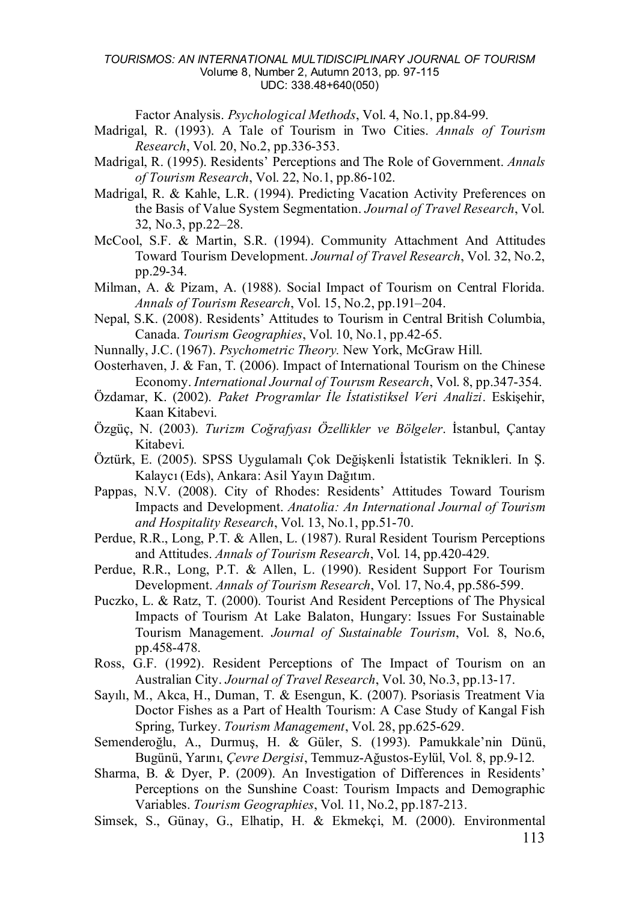Factor Analysis. *Psychological Methods*, Vol. 4, No.1, pp.84-99.

Madrigal, R. (1993). A Tale of Tourism in Two Cities. *Annals of Tourism Research*, Vol. 20, No.2, pp.336-353.

Madrigal, R. (1995). Residents' Perceptions and The Role of Government. *Annals of Tourism Research*, Vol. 22, No.1, pp.86-102.

Madrigal, R. & Kahle, L.R. (1994). Predicting Vacation Activity Preferences on the Basis of Value System Segmentation. *Journal of Travel Research*, Vol. 32, No.3, pp.22–28.

McCool, S.F. & Martin, S.R. (1994). Community Attachment And Attitudes Toward Tourism Development. *Journal of Travel Research*, Vol. 32, No.2, pp.29-34.

Milman, A. & Pizam, A. (1988). Social Impact of Tourism on Central Florida. *Annals of Tourism Research*, Vol. 15, No.2, pp.191–204.

Nepal, S.K. (2008). Residents' Attitudes to Tourism in Central British Columbia, Canada. *Tourism Geographies*, Vol. 10, No.1, pp.42-65.

Nunnally, J.C. (1967). *Psychometric Theory.* New York, McGraw Hill.

Oosterhaven, J. & Fan, T. (2006). Impact of International Tourism on the Chinese Economy. *International Journal of Tourısm Research*, Vol. 8, pp.347-354.

Özdamar, K. (2002). *Paket Programlar İle İstatistiksel Veri Analizi*. Eskişehir, Kaan Kitabevi.

Özgüç, N. (2003). *Turizm Coğrafyası Özellikler ve Bölgeler*. İstanbul, Çantay Kitabevi.

Öztürk, E. (2005). SPSS Uygulamalı Çok Değişkenli İstatistik Teknikleri. In Ş. Kalaycı (Eds), Ankara: Asil Yayın Dağıtım.

Pappas, N.V. (2008). City of Rhodes: Residents' Attitudes Toward Tourism Impacts and Development. *Anatolia: An International Journal of Tourism and Hospitality Research*, Vol. 13, No.1, pp.51-70.

Perdue, R.R., Long, P.T. & Allen, L. (1987). Rural Resident Tourism Perceptions and Attitudes. *Annals of Tourism Research*, Vol. 14, pp.420-429.

Perdue, R.R., Long, P.T. & Allen, L. (1990). Resident Support For Tourism Development. *Annals of Tourism Research*, Vol. 17, No.4, pp.586-599.

Puczko, L. & Ratz, T. (2000). Tourist And Resident Perceptions of The Physical Impacts of Tourism At Lake Balaton, Hungary: Issues For Sustainable Tourism Management. *Journal of Sustainable Tourism*, Vol. 8, No.6, pp.458-478.

Ross, G.F. (1992). Resident Perceptions of The Impact of Tourism on an Australian City. *Journal of Travel Research*, Vol. 30, No.3, pp.13-17.

Sayılı, M., Akca, H., Duman, T. & Esengun, K. (2007). Psoriasis Treatment Via Doctor Fishes as a Part of Health Tourism: A Case Study of Kangal Fish Spring, Turkey. *Tourism Management*, Vol. 28, pp.625-629.

Semenderoğlu, A., Durmuş, H. & Güler, S. (1993). Pamukkale'nin Dünü, Bugünü, Yarını, *Çevre Dergisi*, Temmuz-Ağustos-Eylül, Vol. 8, pp.9-12.

Sharma, B. & Dyer, P. (2009). An Investigation of Differences in Residents' Perceptions on the Sunshine Coast: Tourism Impacts and Demographic Variables. *Tourism Geographies*, Vol. 11, No.2, pp.187-213.

Simsek, S., Günay, G., Elhatip, H. & Ekmekçi, M. (2000). Environmental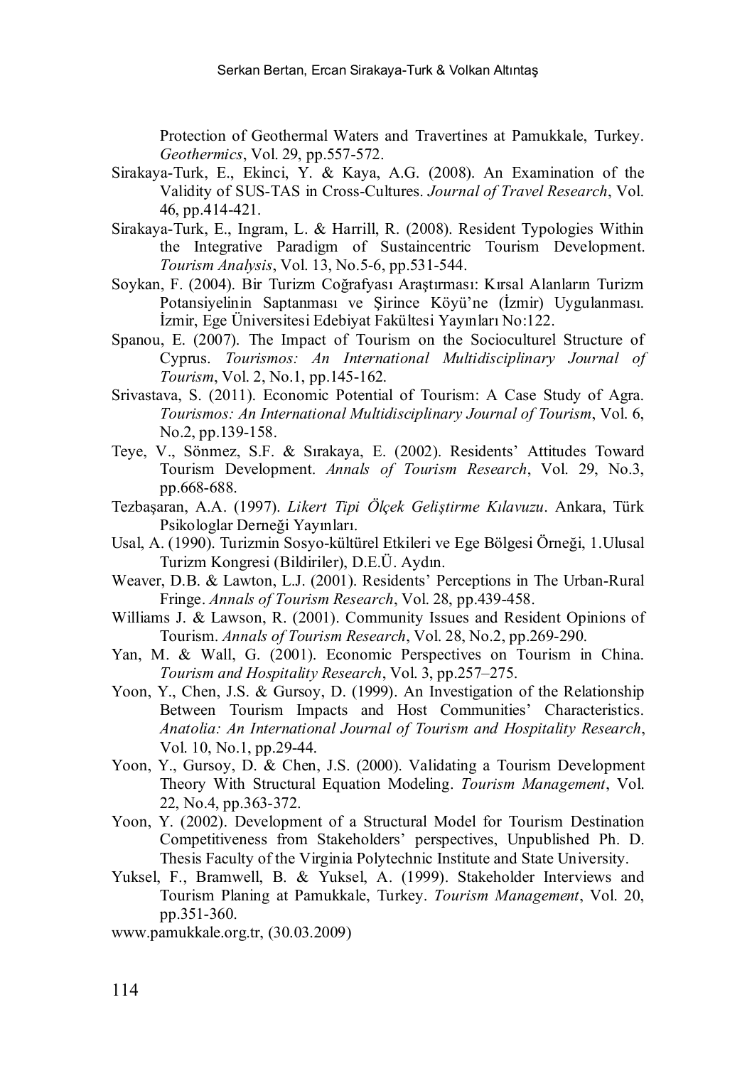Protection of Geothermal Waters and Travertines at Pamukkale, Turkey. *Geothermics*, Vol. 29, pp.557-572.

Sirakaya-Turk, E., Ekinci, Y. & Kaya, A.G. (2008). An Examination of the Validity of SUS-TAS in Cross-Cultures. *Journal of Travel Research*, Vol. 46, pp.414-421.

Sirakaya-Turk, E., Ingram, L. & Harrill, R. (2008). Resident Typologies Within the Integrative Paradigm of Sustaincentric Tourism Development. *Tourism Analysis*, Vol. 13, No.5-6, pp.531-544.

Soykan, F. (2004). Bir Turizm Coğrafyası Araştırması: Kırsal Alanların Turizm Potansiyelinin Saptanması ve Şirince Köyü'ne (İzmir) Uygulanması. İzmir, Ege Üniversitesi Edebiyat Fakültesi Yayınları No:122.

Spanou, E. (2007). The Impact of Tourism on the Socioculturel Structure of Cyprus. *Tourismos: An International Multidisciplinary Journal of Tourism*, Vol. 2, No.1, pp.145-162.

Srivastava, S. (2011). Economic Potential of Tourism: A Case Study of Agra. *Tourismos: An International Multidisciplinary Journal of Tourism*, Vol. 6, No.2, pp.139-158.

Teye, V., Sönmez, S.F. & Sırakaya, E. (2002). Residents' Attitudes Toward Tourism Development. *Annals of Tourism Research*, Vol. 29, No.3, pp.668-688.

Tezbaşaran, A.A. (1997). *Likert Tipi Ölçek Geliştirme Kılavuzu*. Ankara, Türk Psikologlar Derneği Yayınları.

Usal, A. (1990). Turizmin Sosyo-kültürel Etkileri ve Ege Bölgesi Örneği, 1.Ulusal Turizm Kongresi (Bildiriler), D.E.Ü. Aydın.

Weaver, D.B. & Lawton, L.J. (2001). Residents' Perceptions in The Urban-Rural Fringe. *Annals of Tourism Research*, Vol. 28, pp.439-458.

Williams J. & Lawson, R. (2001). Community Issues and Resident Opinions of Tourism. *Annals of Tourism Research*, Vol. 28, No.2, pp.269-290.

Yan, M. & Wall, G. (2001). Economic Perspectives on Tourism in China. *Tourism and Hospitality Research*, Vol. 3, pp.257–275.

Yoon, Y., Chen, J.S. & Gursoy, D. (1999). An Investigation of the Relationship Between Tourism Impacts and Host Communities' Characteristics. *Anatolia: An International Journal of Tourism and Hospitality Research*, Vol. 10, No.1, pp.29-44.

Yoon, Y., Gursoy, D. & Chen, J.S. (2000). Validating a Tourism Development Theory With Structural Equation Modeling. *Tourism Management*, Vol. 22, No.4, pp.363-372.

Yoon, Y. (2002). Development of a Structural Model for Tourism Destination Competitiveness from Stakeholders' perspectives, Unpublished Ph. D. Thesis Faculty of the Virginia Polytechnic Institute and State University.

Yuksel, F., Bramwell, B. & Yuksel, A. (1999). Stakeholder Interviews and Tourism Planing at Pamukkale, Turkey. *Tourism Management*, Vol. 20, pp.351-360.

www.pamukkale.org.tr, (30.03.2009)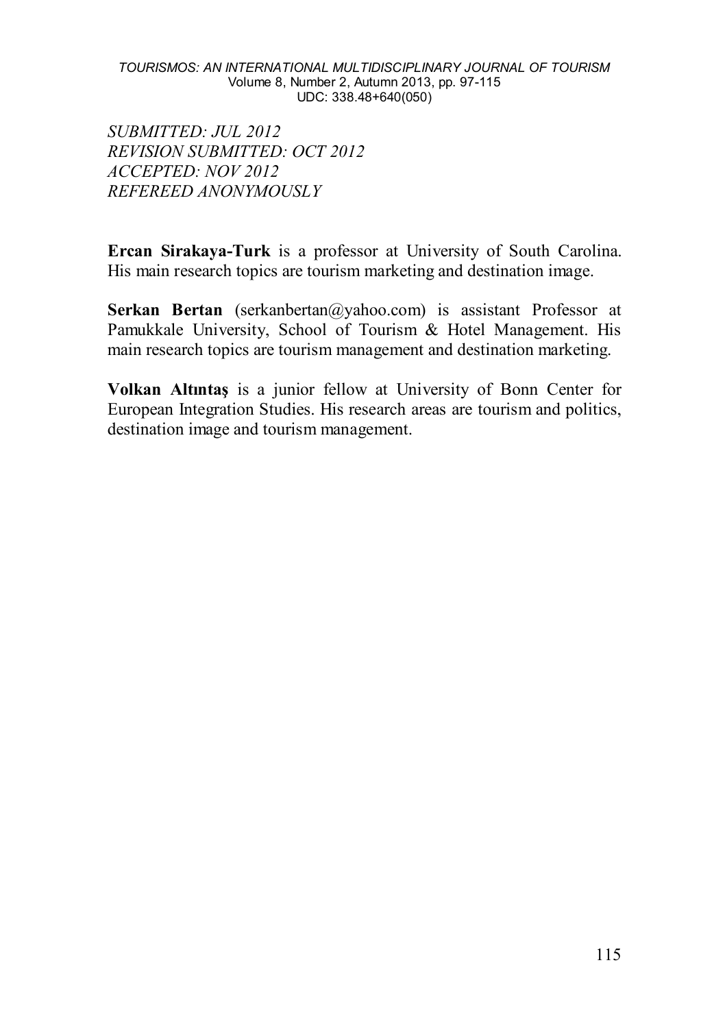*SUBMITTED: JUL 2012*
*REVISION SUBMITTED: OCT 2012*
*ACCEPTED: NOV 2012*
*REFEREED ANONYMOUSLY*

**Ercan Sirakaya-Turk** is a professor at University of South Carolina. His main research topics are tourism marketing and destination image.

**Serkan Bertan** (serkanbertan@yahoo.com) is assistant Professor at Pamukkale University, School of Tourism & Hotel Management. His main research topics are tourism management and destination marketing.

**Volkan Altıntaş** is a junior fellow at University of Bonn Center for European Integration Studies. His research areas are tourism and politics, destination image and tourism management.